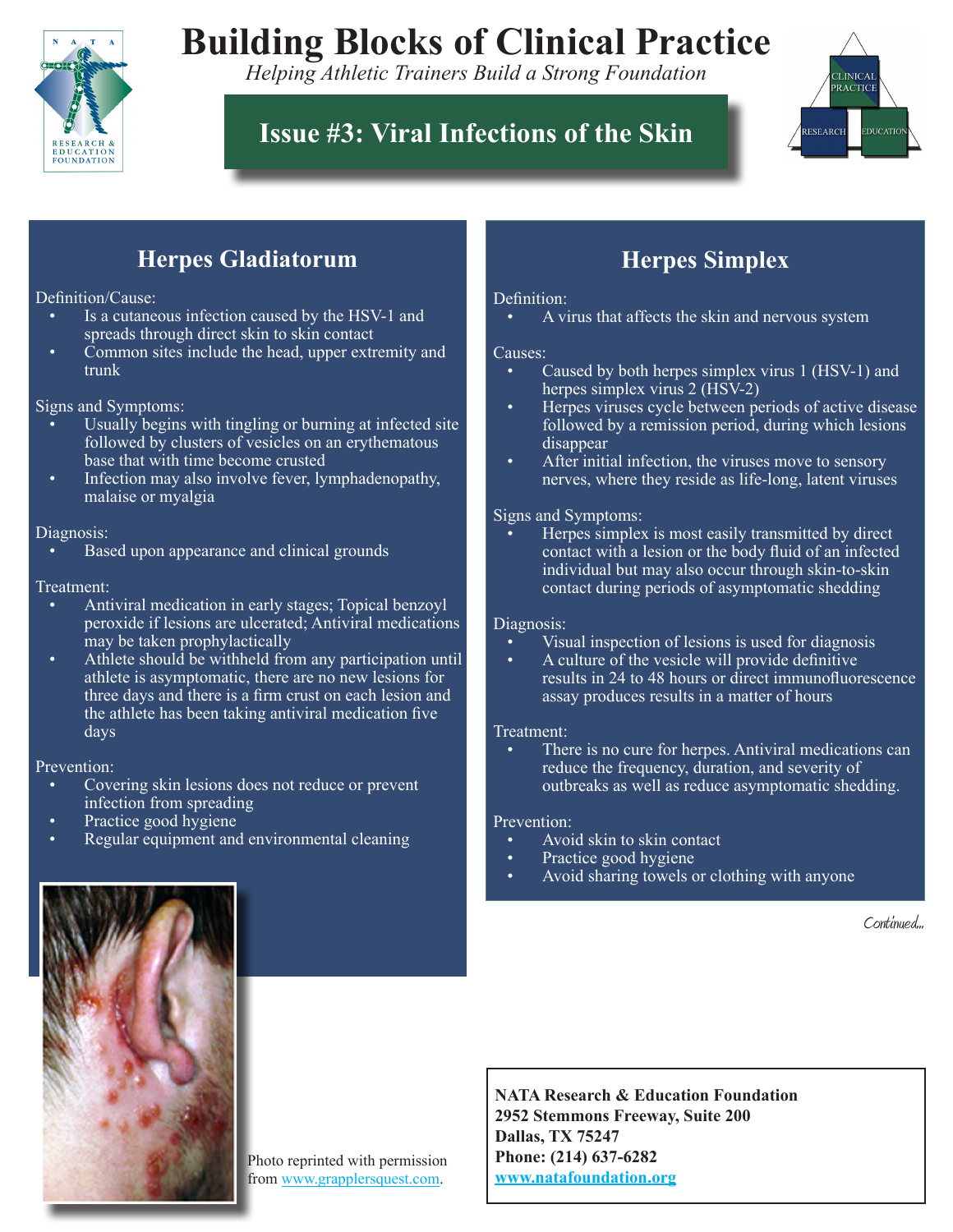# Building Blocks of Clinical Practice

*Helping Athletic Trainers Build a Strong Foundation*

## Issue #3: Viral Infections of the Skin

## Herpes Gladiatorum

Definition/Cause:

- Is a cutaneous infection caused by the HSV-1 and spreads through direct skin to skin contact
- Common sites include the head, upper extremity and trunk

Signs and Symptoms:

- Usually begins with tingling or burning at infected site followed by clusters of vesicles on an erythematous base that with time become crusted
- Infection may also involve fever, lymphadenopathy, malaise or myalgia

Diagnosis:

- Based upon appearance and clinical grounds

Treatment:

- Antiviral medication in early stages; Topical benzoyl peroxide if lesions are ulcerated; Antiviral medications may be taken prophylactically
- Athlete should be withheld from any participation until athlete is asymptomatic, there are no new lesions for three days and there is a firm crust on each lesion and the athlete has been taking antiviral medication five days

Prevention:

- Covering skin lesions does not reduce or prevent infection from spreading
- Practice good hygiene
- Regular equipment and environmental cleaning

Photo reprinted with permission from www.grapplersquest.com.

## Herpes Simplex

Definition:

- A virus that affects the skin and nervous system

Causes:

- Caused by both herpes simplex virus 1 (HSV-1) and herpes simplex virus 2 (HSV-2)
- Herpes viruses cycle between periods of active disease followed by a remission period, during which lesions disappear
- After initial infection, the viruses move to sensory nerves, where they reside as life-long, latent viruses

Signs and Symptoms:

- Herpes simplex is most easily transmitted by direct contact with a lesion or the body fluid of an infected individual but may also occur through skin-to-skin contact during periods of asymptomatic shedding

Diagnosis:

- Visual inspection of lesions is used for diagnosis
- A culture of the vesicle will provide definitive results in 24 to 48 hours or direct immunofluorescence assay produces results in a matter of hours

Treatment:

- There is no cure for herpes. Antiviral medications can reduce the frequency, duration, and severity of outbreaks as well as reduce asymptomatic shedding.

Prevention:

- Avoid skin to skin contact
- Practice good hygiene
- Avoid sharing towels or clothing with anyone

*Continued...*

**NATA Research & Education Foundation**
**2952 Stemmons Freeway, Suite 200**
**Dallas, TX 75247**
**Phone: (214) 637-6282**
**www.natafoundation.org**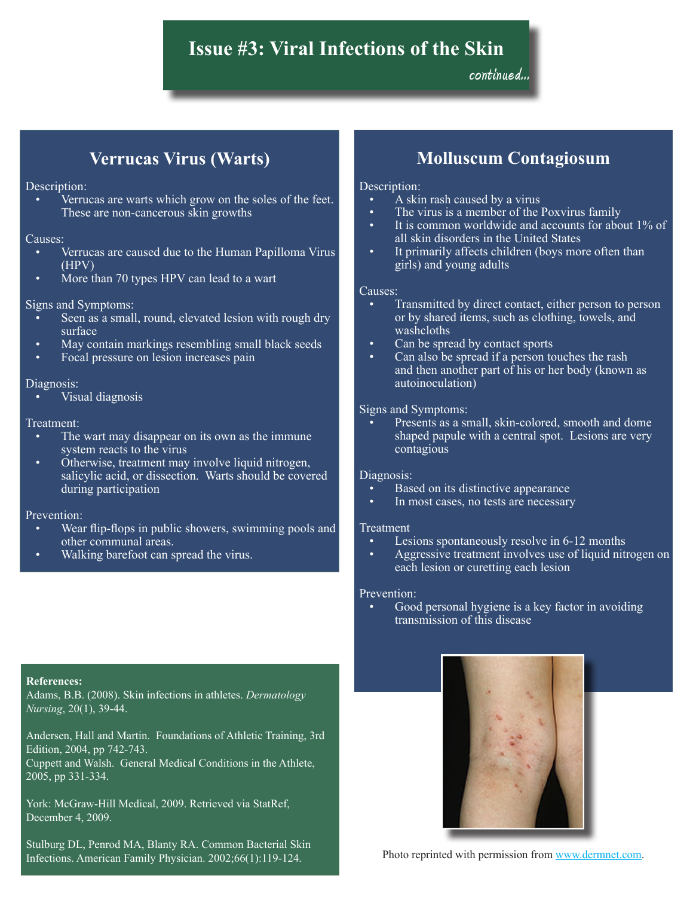# Issue #3: Viral Infections of the Skin

*continued...*

## Verrucas Virus (Warts)

Description:

- Verrucas are warts which grow on the soles of the feet. These are non-cancerous skin growths

Causes:

- Verrucas are caused due to the Human Papilloma Virus (HPV)
- More than 70 types HPV can lead to a wart

Signs and Symptoms:

- Seen as a small, round, elevated lesion with rough dry surface
- May contain markings resembling small black seeds
- Focal pressure on lesion increases pain

Diagnosis:

- Visual diagnosis

Treatment:

- The wart may disappear on its own as the immune system reacts to the virus
- Otherwise, treatment may involve liquid nitrogen, salicylic acid, or dissection. Warts should be covered during participation

Prevention:

- Wear flip-flops in public showers, swimming pools and other communal areas.
- Walking barefoot can spread the virus.

## Molluscum Contagiosum

Description:

- A skin rash caused by a virus
- The virus is a member of the Poxvirus family
- It is common worldwide and accounts for about 1% of all skin disorders in the United States
- It primarily affects children (boys more often than girls) and young adults

Causes:

- Transmitted by direct contact, either person to person or by shared items, such as clothing, towels, and washcloths
- Can be spread by contact sports
- Can also be spread if a person touches the rash and then another part of his or her body (known as autoinoculation)

Signs and Symptoms:

- Presents as a small, skin-colored, smooth and dome shaped papule with a central spot. Lesions are very contagious

Diagnosis:

- Based on its distinctive appearance
- In most cases, no tests are necessary

Treatment

- Lesions spontaneously resolve in 6-12 months
- Aggressive treatment involves use of liquid nitrogen on each lesion or curetting each lesion

Prevention:

- Good personal hygiene is a key factor in avoiding transmission of this disease

Photo reprinted with permission from www.dermnet.com.

**References:**

Adams, B.B. (2008). Skin infections in athletes. *Dermatology Nursing*, 20(1), 39-44.

Andersen, Hall and Martin. Foundations of Athletic Training, 3rd Edition, 2004, pp 742-743.
Cuppett and Walsh. General Medical Conditions in the Athlete, 2005, pp 331-334.

York: McGraw-Hill Medical, 2009. Retrieved via StatRef, December 4, 2009.

Stulburg DL, Penrod MA, Blanty RA. Common Bacterial Skin Infections. American Family Physician. 2002;66(1):119-124.